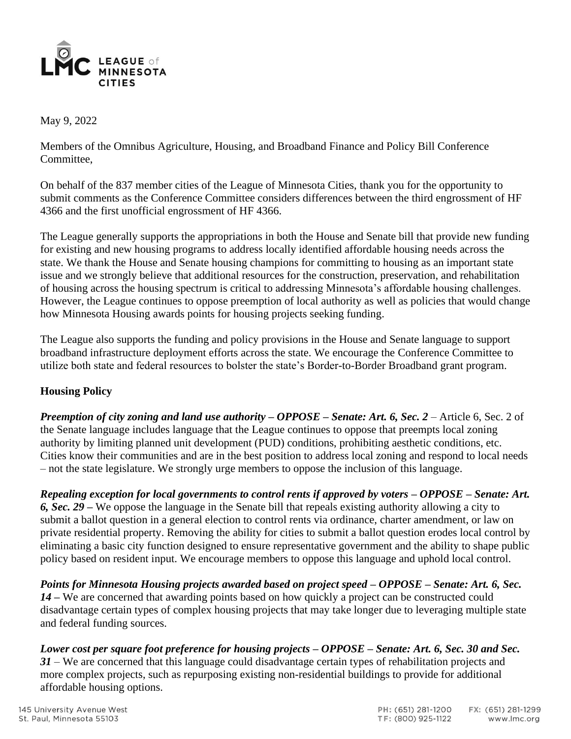LEAGUE of MINNESOTA CITIES

May 9, 2022

Members of the Omnibus Agriculture, Housing, and Broadband Finance and Policy Bill Conference Committee,

On behalf of the 837 member cities of the League of Minnesota Cities, thank you for the opportunity to submit comments as the Conference Committee considers differences between the third engrossment of HF 4366 and the first unofficial engrossment of HF 4366.

The League generally supports the appropriations in both the House and Senate bill that provide new funding for existing and new housing programs to address locally identified affordable housing needs across the state. We thank the House and Senate housing champions for committing to housing as an important state issue and we strongly believe that additional resources for the construction, preservation, and rehabilitation of housing across the housing spectrum is critical to addressing Minnesota's affordable housing challenges. However, the League continues to oppose preemption of local authority as well as policies that would change how Minnesota Housing awards points for housing projects seeking funding.

The League also supports the funding and policy provisions in the House and Senate language to support broadband infrastructure deployment efforts across the state. We encourage the Conference Committee to utilize both state and federal resources to bolster the state's Border-to-Border Broadband grant program.

## Housing Policy

***Preemption of city zoning and land use authority – OPPOSE – Senate: Art. 6, Sec. 2*** – Article 6, Sec. 2 of the Senate language includes language that the League continues to oppose that preempts local zoning authority by limiting planned unit development (PUD) conditions, prohibiting aesthetic conditions, etc. Cities know their communities and are in the best position to address local zoning and respond to local needs – not the state legislature. We strongly urge members to oppose the inclusion of this language.

***Repealing exception for local governments to control rents if approved by voters – OPPOSE – Senate: Art. 6, Sec. 29*** – We oppose the language in the Senate bill that repeals existing authority allowing a city to submit a ballot question in a general election to control rents via ordinance, charter amendment, or law on private residential property. Removing the ability for cities to submit a ballot question erodes local control by eliminating a basic city function designed to ensure representative government and the ability to shape public policy based on resident input. We encourage members to oppose this language and uphold local control.

***Points for Minnesota Housing projects awarded based on project speed – OPPOSE – Senate: Art. 6, Sec. 14*** – We are concerned that awarding points based on how quickly a project can be constructed could disadvantage certain types of complex housing projects that may take longer due to leveraging multiple state and federal funding sources.

***Lower cost per square foot preference for housing projects – OPPOSE – Senate: Art. 6, Sec. 30 and Sec. 31*** – We are concerned that this language could disadvantage certain types of rehabilitation projects and more complex projects, such as repurposing existing non-residential buildings to provide for additional affordable housing options.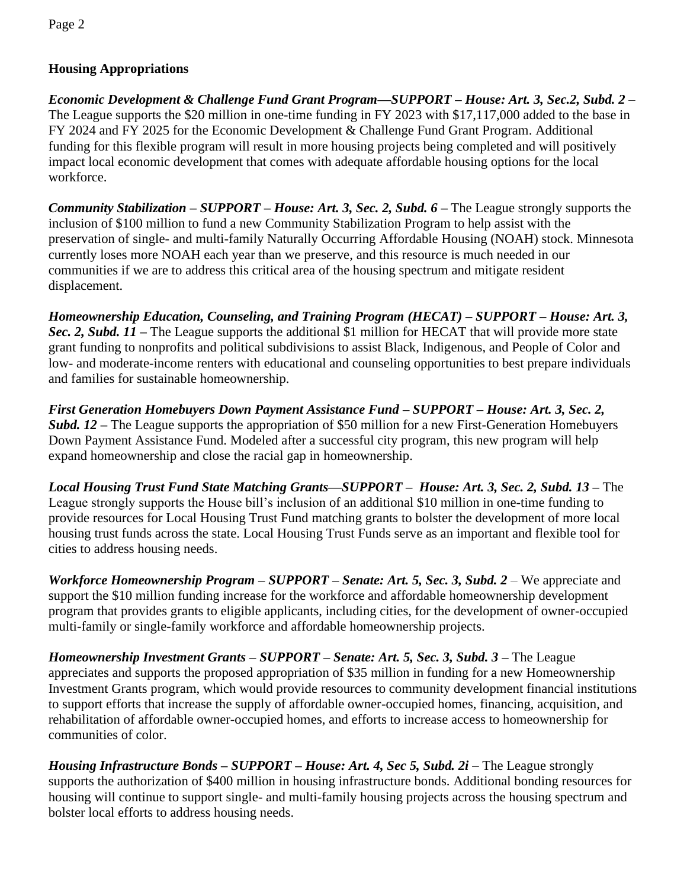## Housing Appropriations

***Economic Development & Challenge Fund Grant Program—SUPPORT – House: Art. 3, Sec.2, Subd. 2*** – The League supports the $20 million in one-time funding in FY 2023 with $17,117,000 added to the base in FY 2024 and FY 2025 for the Economic Development & Challenge Fund Grant Program. Additional funding for this flexible program will result in more housing projects being completed and will positively impact local economic development that comes with adequate affordable housing options for the local workforce.

***Community Stabilization – SUPPORT – House: Art. 3, Sec. 2, Subd. 6*** **–** The League strongly supports the inclusion of $100 million to fund a new Community Stabilization Program to help assist with the preservation of single- and multi-family Naturally Occurring Affordable Housing (NOAH) stock. Minnesota currently loses more NOAH each year than we preserve, and this resource is much needed in our communities if we are to address this critical area of the housing spectrum and mitigate resident displacement.

***Homeownership Education, Counseling, and Training Program (HECAT) – SUPPORT – House: Art. 3, Sec. 2, Subd. 11*** **–** The League supports the additional $1 million for HECAT that will provide more state grant funding to nonprofits and political subdivisions to assist Black, Indigenous, and People of Color and low- and moderate-income renters with educational and counseling opportunities to best prepare individuals and families for sustainable homeownership.

***First Generation Homebuyers Down Payment Assistance Fund – SUPPORT – House: Art. 3, Sec. 2, Subd. 12*** **–** The League supports the appropriation of $50 million for a new First-Generation Homebuyers Down Payment Assistance Fund. Modeled after a successful city program, this new program will help expand homeownership and close the racial gap in homeownership.

***Local Housing Trust Fund State Matching Grants—SUPPORT – House: Art. 3, Sec. 2, Subd. 13*** **–** The League strongly supports the House bill's inclusion of an additional $10 million in one-time funding to provide resources for Local Housing Trust Fund matching grants to bolster the development of more local housing trust funds across the state. Local Housing Trust Funds serve as an important and flexible tool for cities to address housing needs.

***Workforce Homeownership Program – SUPPORT – Senate: Art. 5, Sec. 3, Subd. 2*** – We appreciate and support the $10 million funding increase for the workforce and affordable homeownership development program that provides grants to eligible applicants, including cities, for the development of owner-occupied multi-family or single-family workforce and affordable homeownership projects.

***Homeownership Investment Grants – SUPPORT – Senate: Art. 5, Sec. 3, Subd. 3*** **–** The League appreciates and supports the proposed appropriation of $35 million in funding for a new Homeownership Investment Grants program, which would provide resources to community development financial institutions to support efforts that increase the supply of affordable owner-occupied homes, financing, acquisition, and rehabilitation of affordable owner-occupied homes, and efforts to increase access to homeownership for communities of color.

***Housing Infrastructure Bonds – SUPPORT – House: Art. 4, Sec 5, Subd. 2i*** – The League strongly supports the authorization of $400 million in housing infrastructure bonds. Additional bonding resources for housing will continue to support single- and multi-family housing projects across the housing spectrum and bolster local efforts to address housing needs.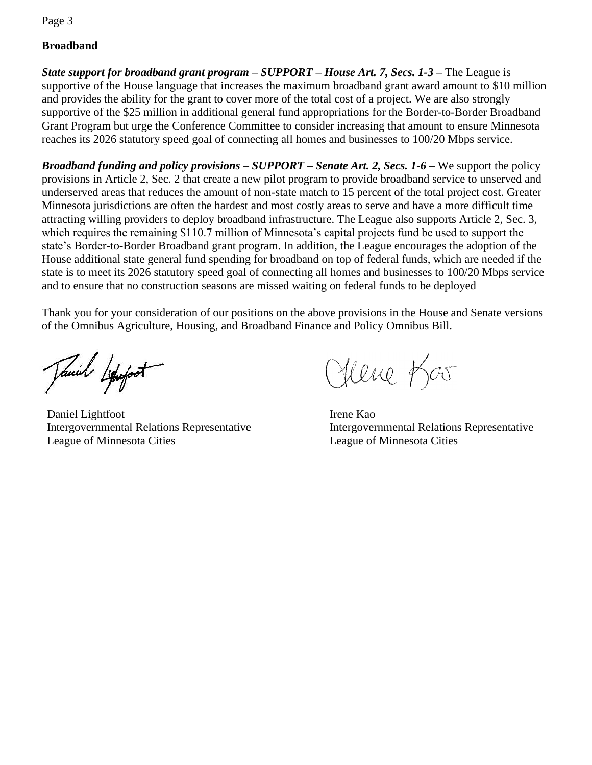**Broadband**

***State support for broadband grant program – SUPPORT – House Art. 7, Secs. 1-3 –*** The League is supportive of the House language that increases the maximum broadband grant award amount to $10 million and provides the ability for the grant to cover more of the total cost of a project. We are also strongly supportive of the $25 million in additional general fund appropriations for the Border-to-Border Broadband Grant Program but urge the Conference Committee to consider increasing that amount to ensure Minnesota reaches its 2026 statutory speed goal of connecting all homes and businesses to 100/20 Mbps service.

***Broadband funding and policy provisions – SUPPORT – Senate Art. 2, Secs. 1-6 –*** We support the policy provisions in Article 2, Sec. 2 that create a new pilot program to provide broadband service to unserved and underserved areas that reduces the amount of non-state match to 15 percent of the total project cost. Greater Minnesota jurisdictions are often the hardest and most costly areas to serve and have a more difficult time attracting willing providers to deploy broadband infrastructure. The League also supports Article 2, Sec. 3, which requires the remaining $110.7 million of Minnesota's capital projects fund be used to support the state's Border-to-Border Broadband grant program. In addition, the League encourages the adoption of the House additional state general fund spending for broadband on top of federal funds, which are needed if the state is to meet its 2026 statutory speed goal of connecting all homes and businesses to 100/20 Mbps service and to ensure that no construction seasons are missed waiting on federal funds to be deployed

Thank you for your consideration of our positions on the above provisions in the House and Senate versions of the Omnibus Agriculture, Housing, and Broadband Finance and Policy Omnibus Bill.

Daniel Lightfoot
Intergovernmental Relations Representative
League of Minnesota Cities

Irene Kao
Intergovernmental Relations Representative
League of Minnesota Cities